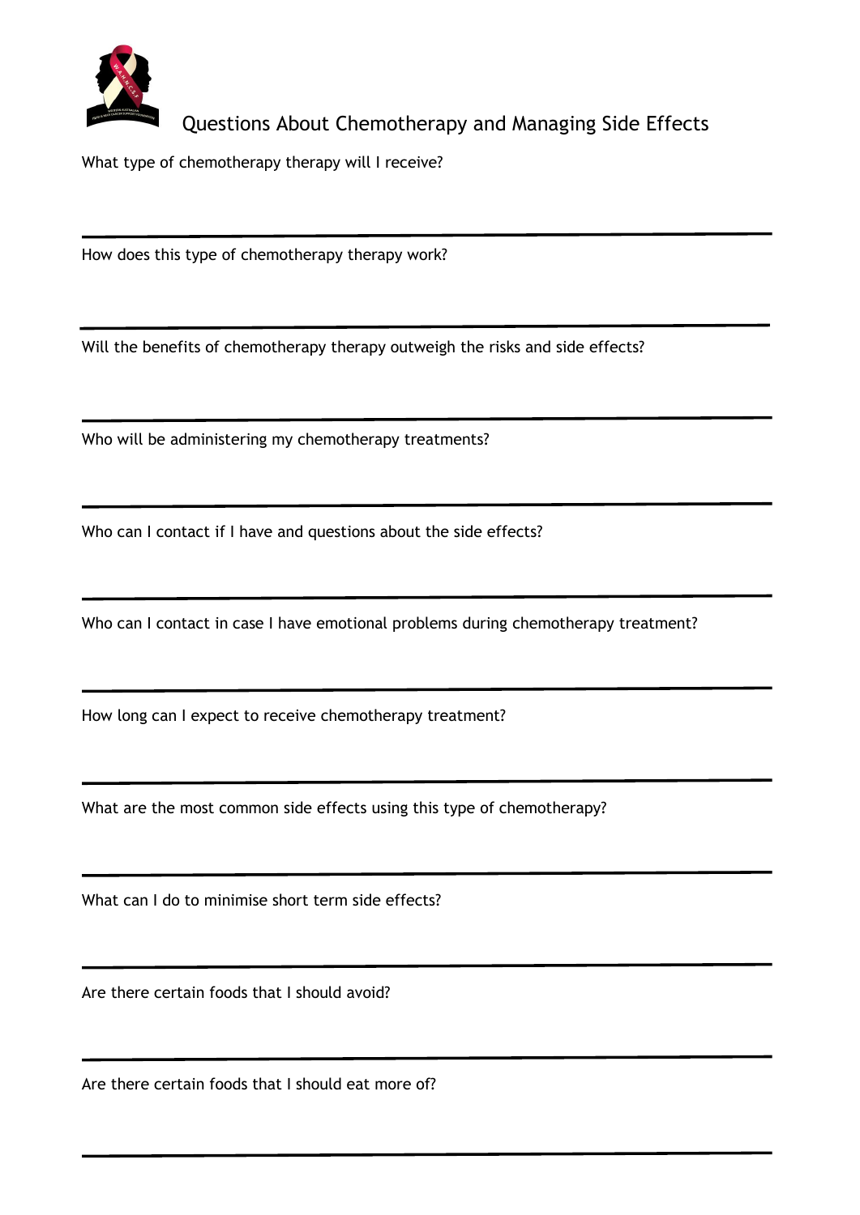# Questions About Chemotherapy and Managing Side Effects

What type of chemotherapy therapy will I receive?

---

How does this type of chemotherapy therapy work?

---

Will the benefits of chemotherapy therapy outweigh the risks and side effects?

---

Who will be administering my chemotherapy treatments?

---

Who can I contact if I have and questions about the side effects?

---

Who can I contact in case I have emotional problems during chemotherapy treatment?

---

How long can I expect to receive chemotherapy treatment?

---

What are the most common side effects using this type of chemotherapy?

---

What can I do to minimise short term side effects?

---

Are there certain foods that I should avoid?

---

Are there certain foods that I should eat more of?

---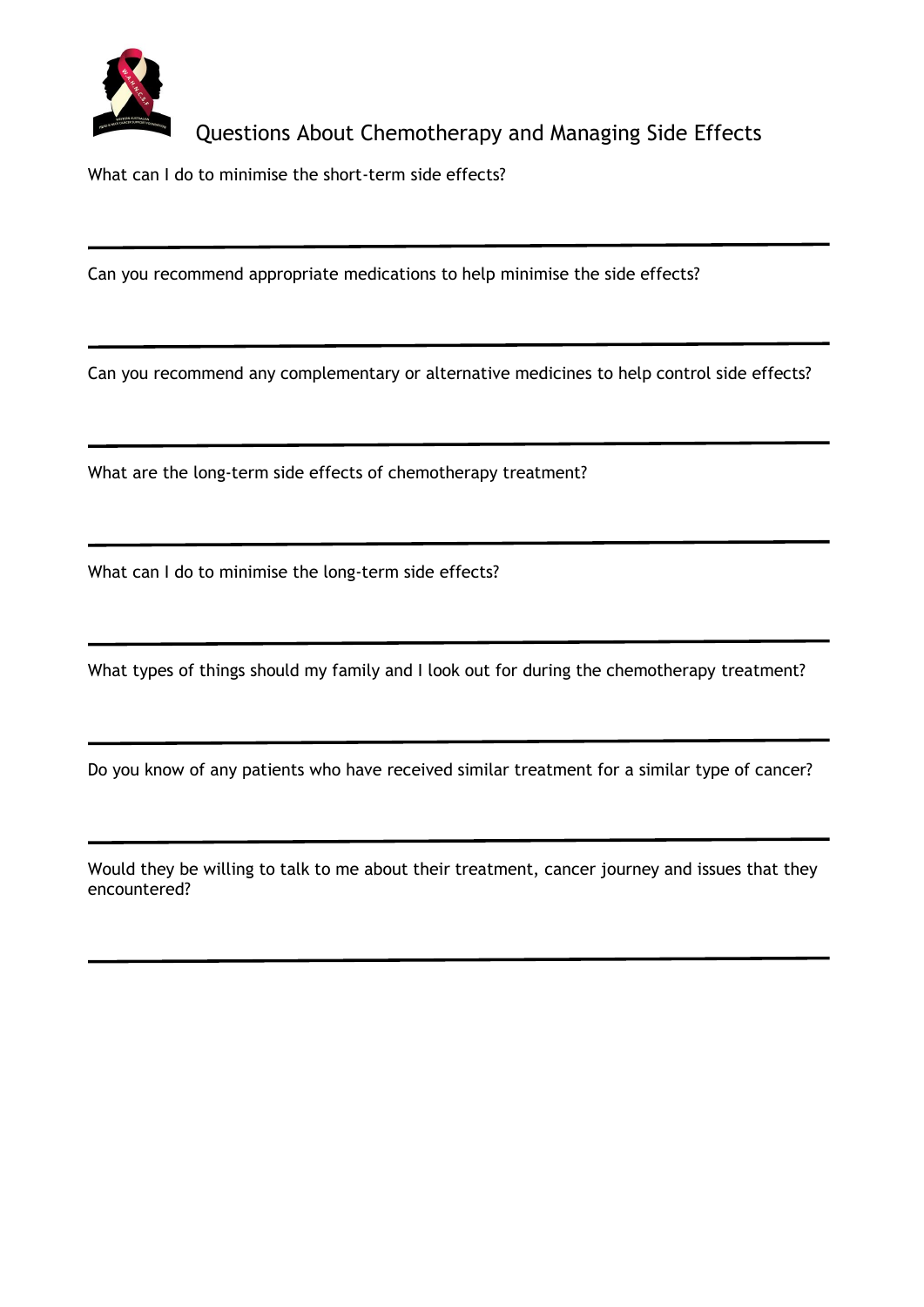# Questions About Chemotherapy and Managing Side Effects

What can I do to minimise the short-term side effects?

---

Can you recommend appropriate medications to help minimise the side effects?

---

Can you recommend any complementary or alternative medicines to help control side effects?

---

What are the long-term side effects of chemotherapy treatment?

---

What can I do to minimise the long-term side effects?

---

What types of things should my family and I look out for during the chemotherapy treatment?

---

Do you know of any patients who have received similar treatment for a similar type of cancer?

---

Would they be willing to talk to me about their treatment, cancer journey and issues that they encountered?

---